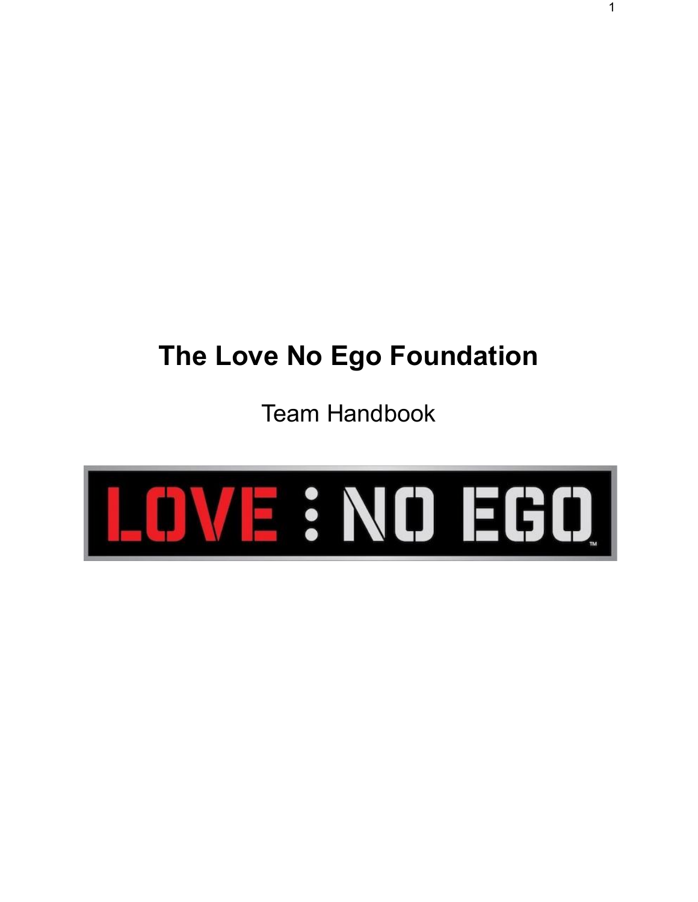# The Love No Ego Foundation

Team Handbook

LOVE : NO EGO™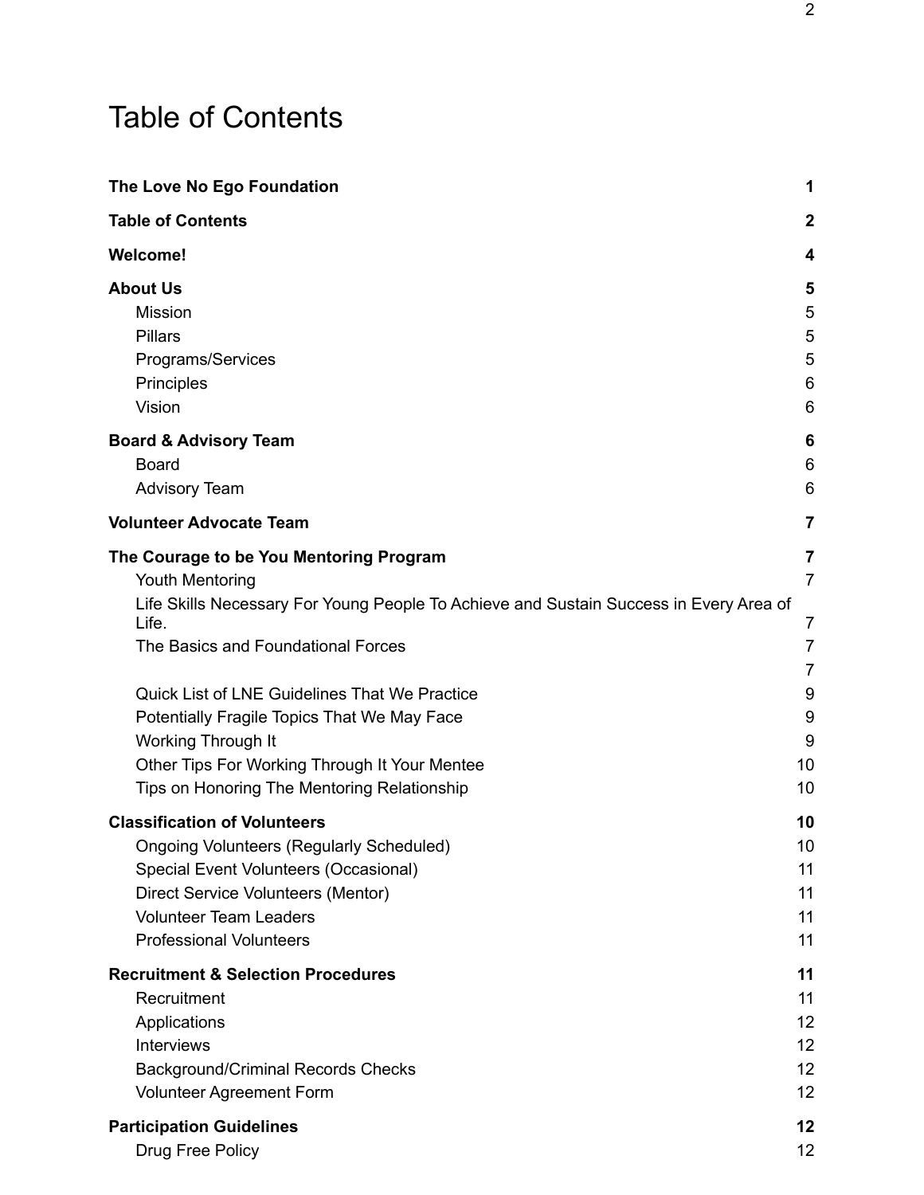# Table of Contents

| | |
|---|---|
| **The Love No Ego Foundation** | **1** |
| **Table of Contents** | **2** |
| **Welcome!** | **4** |
| **About Us** | **5** |
| Mission | 5 |
| Pillars | 5 |
| Programs/Services | 5 |
| Principles | 6 |
| Vision | 6 |
| **Board & Advisory Team** | **6** |
| Board | 6 |
| Advisory Team | 6 |
| **Volunteer Advocate Team** | **7** |
| **The Courage to be You Mentoring Program** | **7** |
| Youth Mentoring | 7 |
| Life Skills Necessary For Young People To Achieve and Sustain Success in Every Area of Life. | 7 |
| The Basics and Foundational Forces | 7 |
| | 7 |
| Quick List of LNE Guidelines That We Practice | 9 |
| Potentially Fragile Topics That We May Face | 9 |
| Working Through It | 9 |
| Other Tips For Working Through It Your Mentee | 10 |
| Tips on Honoring The Mentoring Relationship | 10 |
| **Classification of Volunteers** | **10** |
| Ongoing Volunteers (Regularly Scheduled) | 10 |
| Special Event Volunteers (Occasional) | 11 |
| Direct Service Volunteers (Mentor) | 11 |
| Volunteer Team Leaders | 11 |
| Professional Volunteers | 11 |
| **Recruitment & Selection Procedures** | **11** |
| Recruitment | 11 |
| Applications | 12 |
| Interviews | 12 |
| Background/Criminal Records Checks | 12 |
| Volunteer Agreement Form | 12 |
| **Participation Guidelines** | **12** |
| Drug Free Policy | 12 |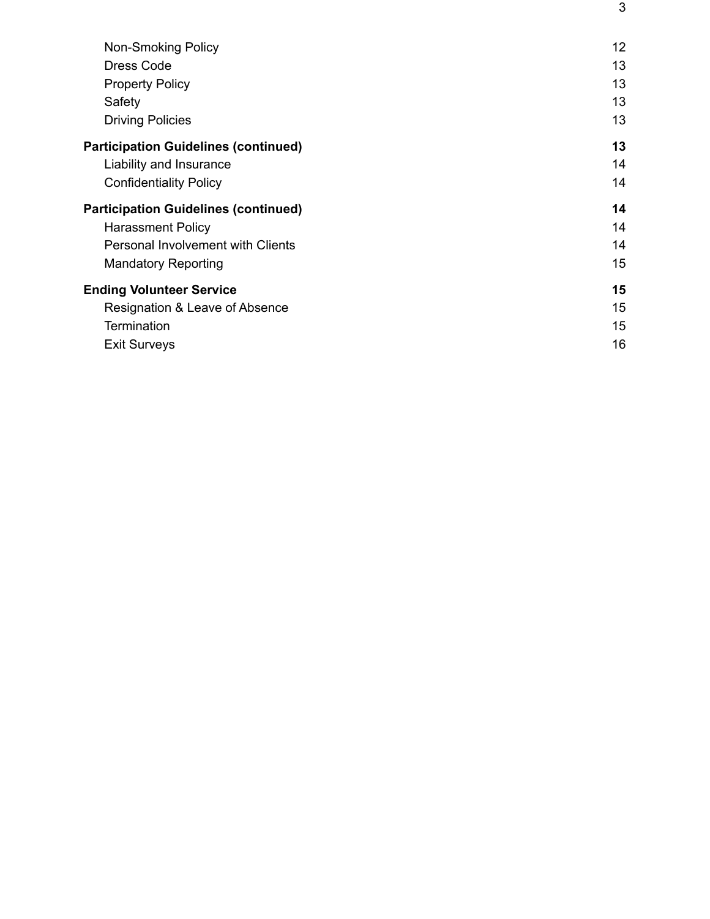| | |
|---|---|
| Non-Smoking Policy | 12 |
| Dress Code | 13 |
| Property Policy | 13 |
| Safety | 13 |
| Driving Policies | 13 |
| **Participation Guidelines (continued)** | **13** |
| Liability and Insurance | 14 |
| Confidentiality Policy | 14 |
| **Participation Guidelines (continued)** | **14** |
| Harassment Policy | 14 |
| Personal Involvement with Clients | 14 |
| Mandatory Reporting | 15 |
| **Ending Volunteer Service** | **15** |
| Resignation & Leave of Absence | 15 |
| Termination | 15 |
| Exit Surveys | 16 |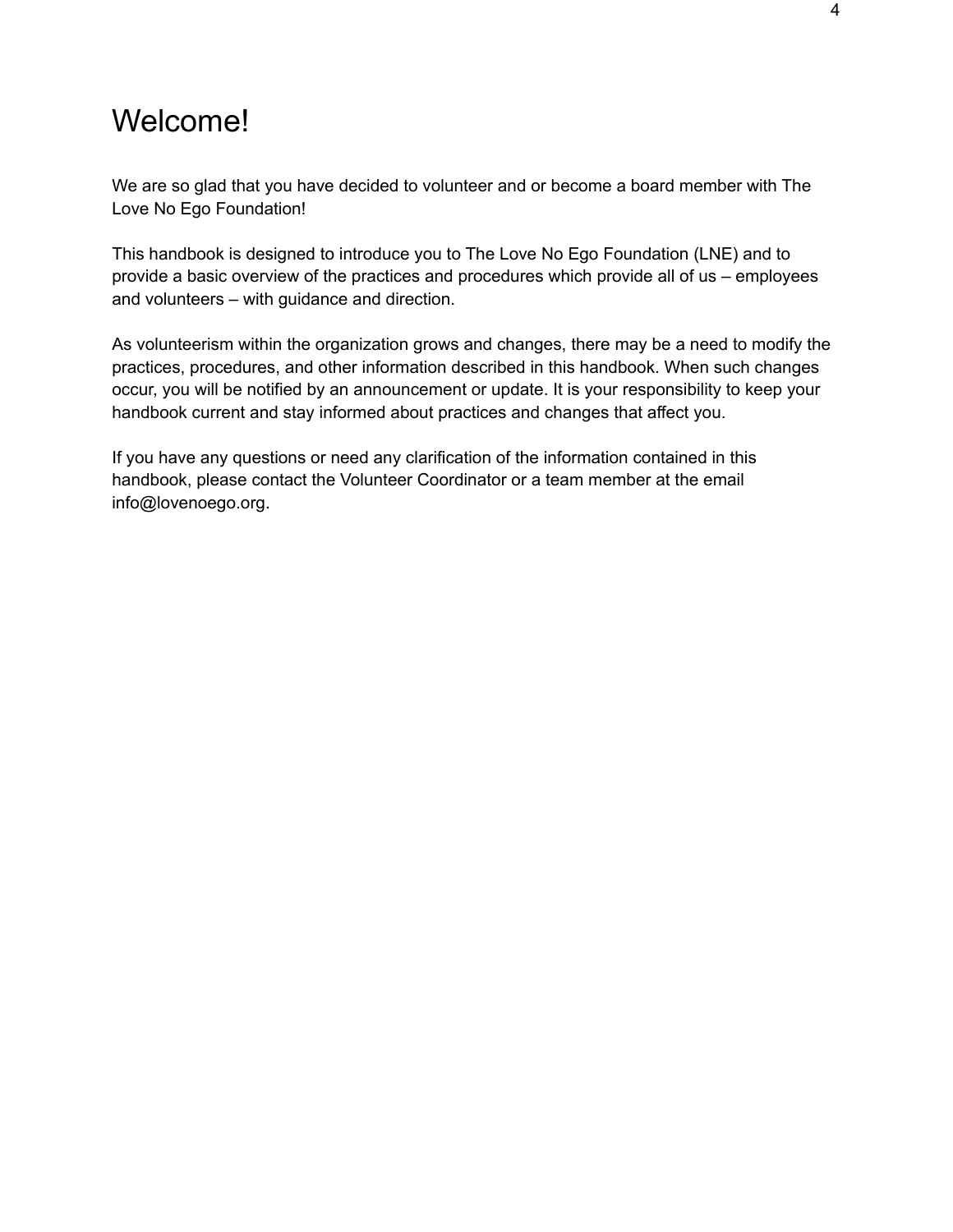# Welcome!

We are so glad that you have decided to volunteer and or become a board member with The Love No Ego Foundation!

This handbook is designed to introduce you to The Love No Ego Foundation (LNE) and to provide a basic overview of the practices and procedures which provide all of us – employees and volunteers – with guidance and direction.

As volunteerism within the organization grows and changes, there may be a need to modify the practices, procedures, and other information described in this handbook. When such changes occur, you will be notified by an announcement or update. It is your responsibility to keep your handbook current and stay informed about practices and changes that affect you.

If you have any questions or need any clarification of the information contained in this handbook, please contact the Volunteer Coordinator or a team member at the email info@lovenoego.org.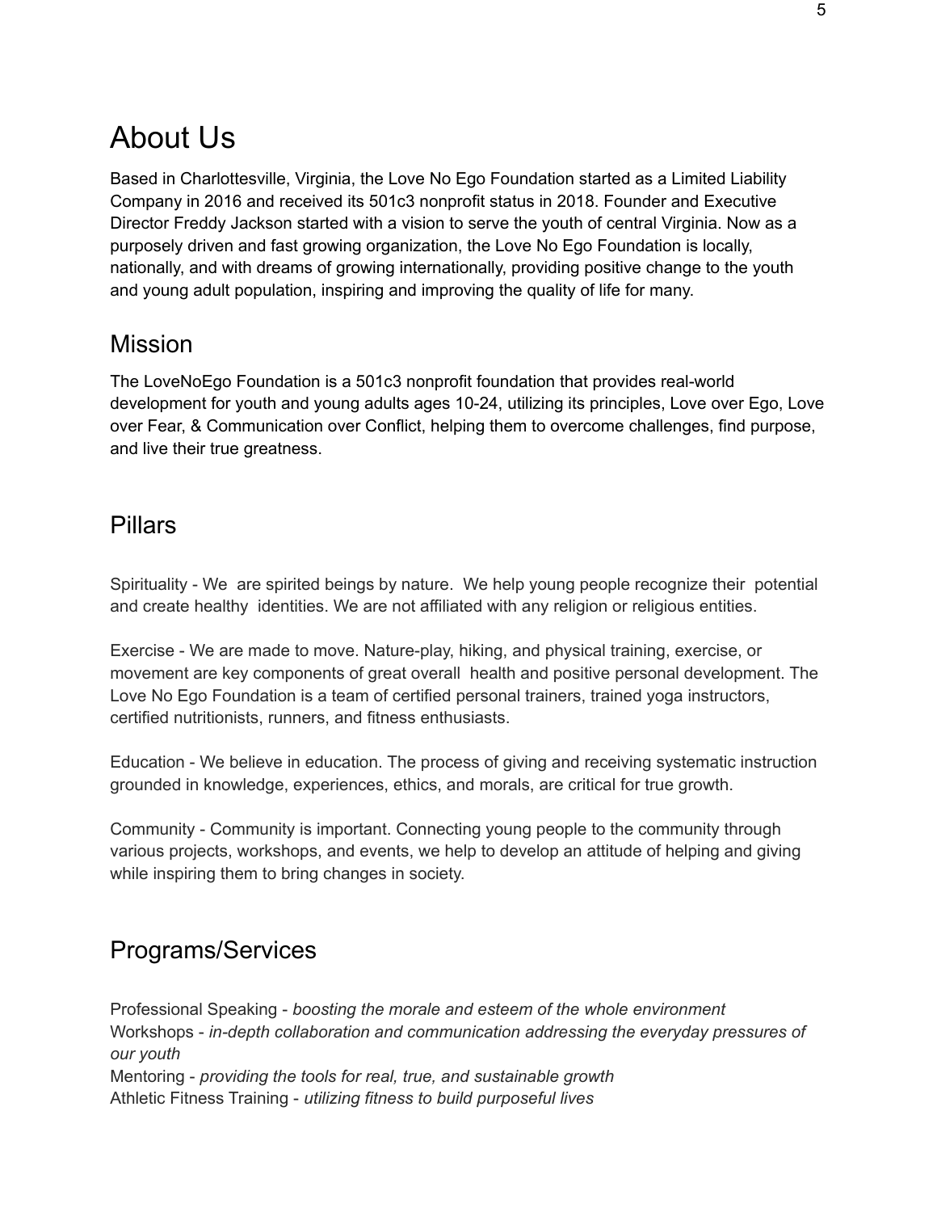# About Us

Based in Charlottesville, Virginia, the Love No Ego Foundation started as a Limited Liability Company in 2016 and received its 501c3 nonprofit status in 2018. Founder and Executive Director Freddy Jackson started with a vision to serve the youth of central Virginia. Now as a purposely driven and fast growing organization, the Love No Ego Foundation is locally, nationally, and with dreams of growing internationally, providing positive change to the youth and young adult population, inspiring and improving the quality of life for many.

## Mission

The LoveNoEgo Foundation is a 501c3 nonprofit foundation that provides real-world development for youth and young adults ages 10-24, utilizing its principles, Love over Ego, Love over Fear, & Communication over Conflict, helping them to overcome challenges, find purpose, and live their true greatness.

## Pillars

Spirituality - We are spirited beings by nature. We help young people recognize their potential and create healthy identities. We are not affiliated with any religion or religious entities.

Exercise - We are made to move. Nature-play, hiking, and physical training, exercise, or movement are key components of great overall health and positive personal development. The Love No Ego Foundation is a team of certified personal trainers, trained yoga instructors, certified nutritionists, runners, and fitness enthusiasts.

Education - We believe in education. The process of giving and receiving systematic instruction grounded in knowledge, experiences, ethics, and morals, are critical for true growth.

Community - Community is important. Connecting young people to the community through various projects, workshops, and events, we help to develop an attitude of helping and giving while inspiring them to bring changes in society.

## Programs/Services

Professional Speaking - *boosting the morale and esteem of the whole environment*
Workshops - *in-depth collaboration and communication addressing the everyday pressures of our youth*
Mentoring - *providing the tools for real, true, and sustainable growth*
Athletic Fitness Training - *utilizing fitness to build purposeful lives*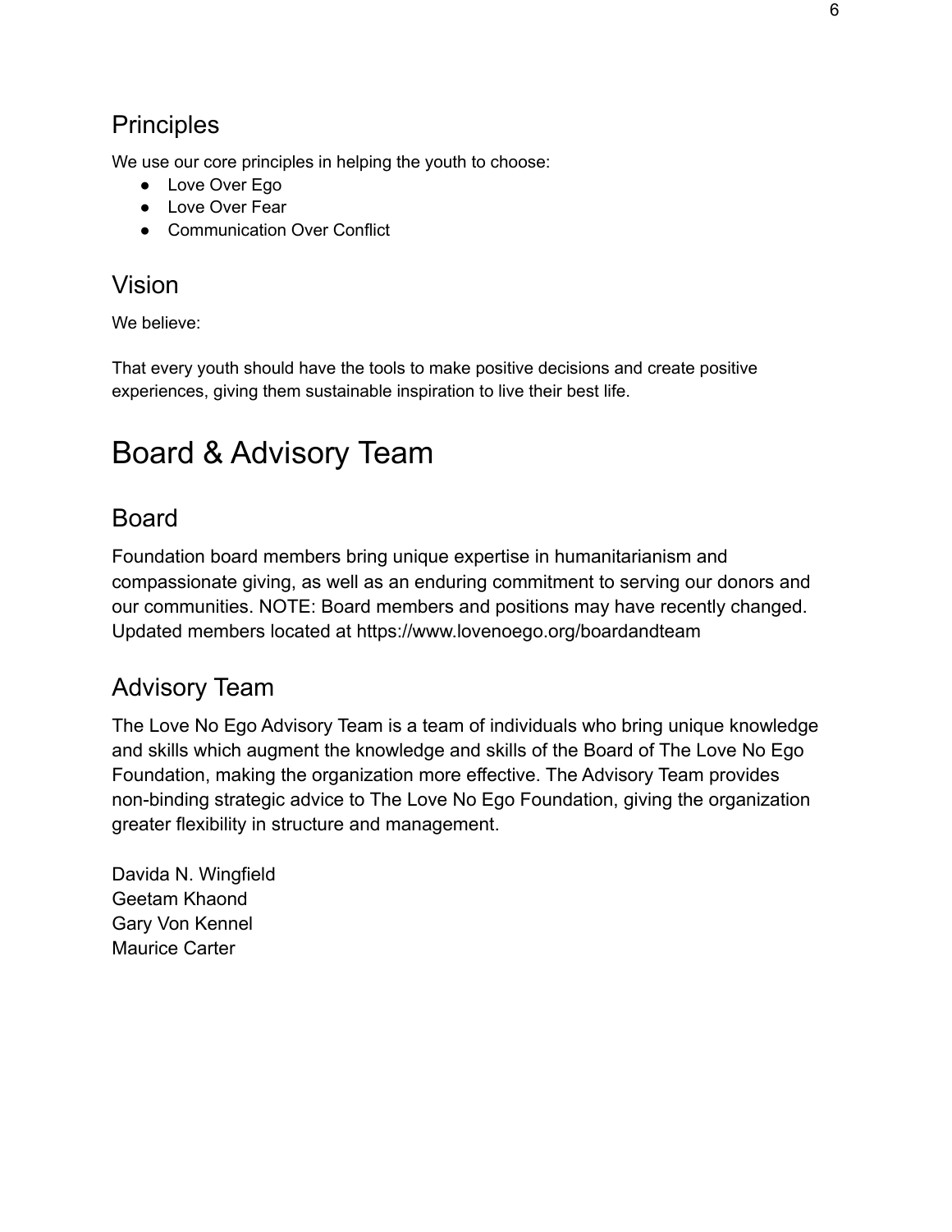## Principles

We use our core principles in helping the youth to choose:

- Love Over Ego
- Love Over Fear
- Communication Over Conflict

## Vision

We believe:

That every youth should have the tools to make positive decisions and create positive experiences, giving them sustainable inspiration to live their best life.

# Board & Advisory Team

## Board

Foundation board members bring unique expertise in humanitarianism and compassionate giving, as well as an enduring commitment to serving our donors and our communities. NOTE: Board members and positions may have recently changed. Updated members located at https://www.lovenoego.org/boardandteam

## Advisory Team

The Love No Ego Advisory Team is a team of individuals who bring unique knowledge and skills which augment the knowledge and skills of the Board of The Love No Ego Foundation, making the organization more effective. The Advisory Team provides non-binding strategic advice to The Love No Ego Foundation, giving the organization greater flexibility in structure and management.

Davida N. Wingfield
Geetam Khaond
Gary Von Kennel
Maurice Carter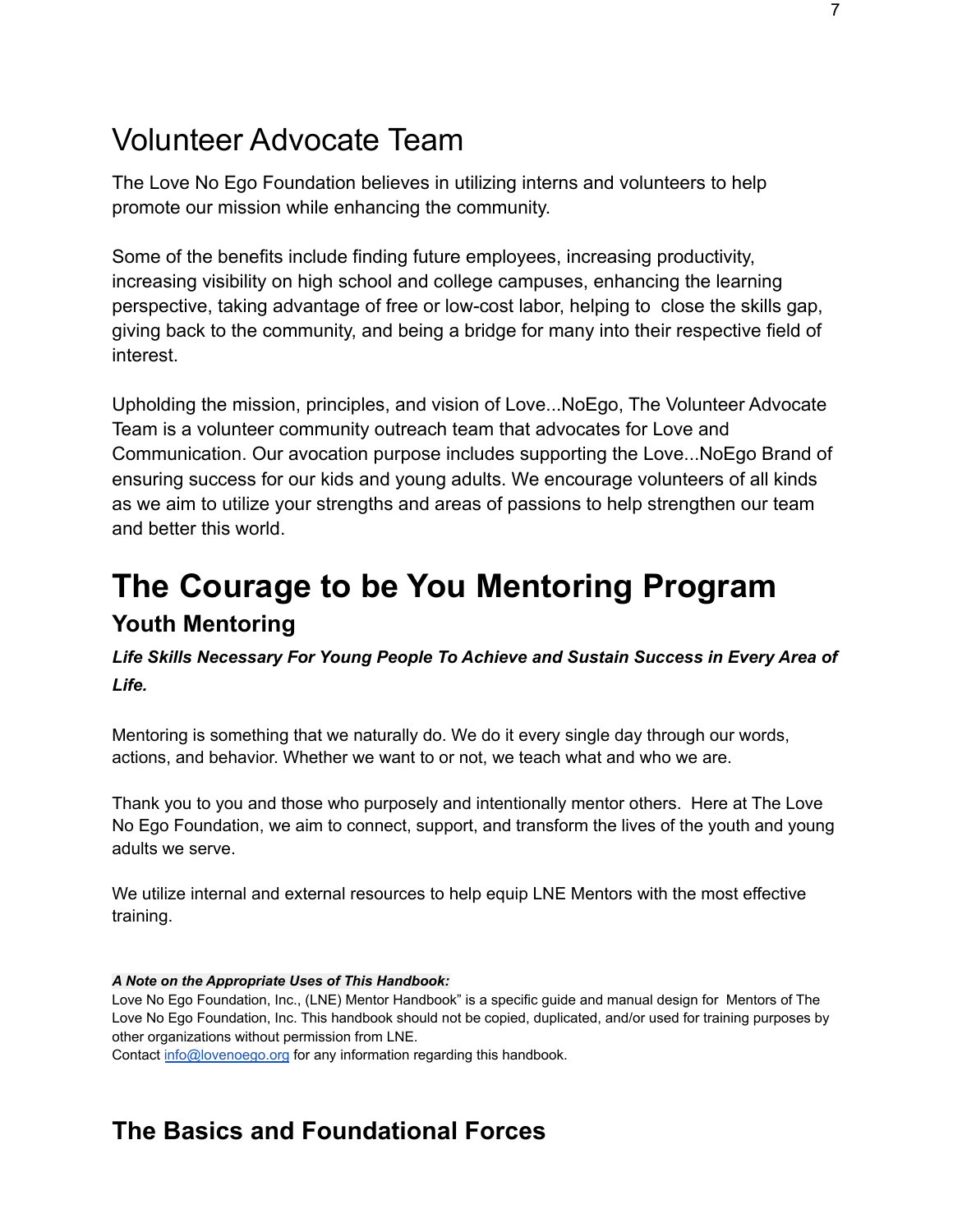## Volunteer Advocate Team

The Love No Ego Foundation believes in utilizing interns and volunteers to help promote our mission while enhancing the community.

Some of the benefits include finding future employees, increasing productivity, increasing visibility on high school and college campuses, enhancing the learning perspective, taking advantage of free or low-cost labor, helping to close the skills gap, giving back to the community, and being a bridge for many into their respective field of interest.

Upholding the mission, principles, and vision of Love...NoEgo, The Volunteer Advocate Team is a volunteer community outreach team that advocates for Love and Communication. Our avocation purpose includes supporting the Love...NoEgo Brand of ensuring success for our kids and young adults. We encourage volunteers of all kinds as we aim to utilize your strengths and areas of passions to help strengthen our team and better this world.

# The Courage to be You Mentoring Program

## Youth Mentoring

***Life Skills Necessary For Young People To Achieve and Sustain Success in Every Area of Life.***

Mentoring is something that we naturally do. We do it every single day through our words, actions, and behavior. Whether we want to or not, we teach what and who we are.

Thank you to you and those who purposely and intentionally mentor others. Here at The Love No Ego Foundation, we aim to connect, support, and transform the lives of the youth and young adults we serve.

We utilize internal and external resources to help equip LNE Mentors with the most effective training.

***A Note on the Appropriate Uses of This Handbook:***
Love No Ego Foundation, Inc., (LNE) Mentor Handbook" is a specific guide and manual design for Mentors of The Love No Ego Foundation, Inc. This handbook should not be copied, duplicated, and/or used for training purposes by other organizations without permission from LNE.
Contact [info@lovenoego.org](mailto:info@lovenoego.org) for any information regarding this handbook.

## The Basics and Foundational Forces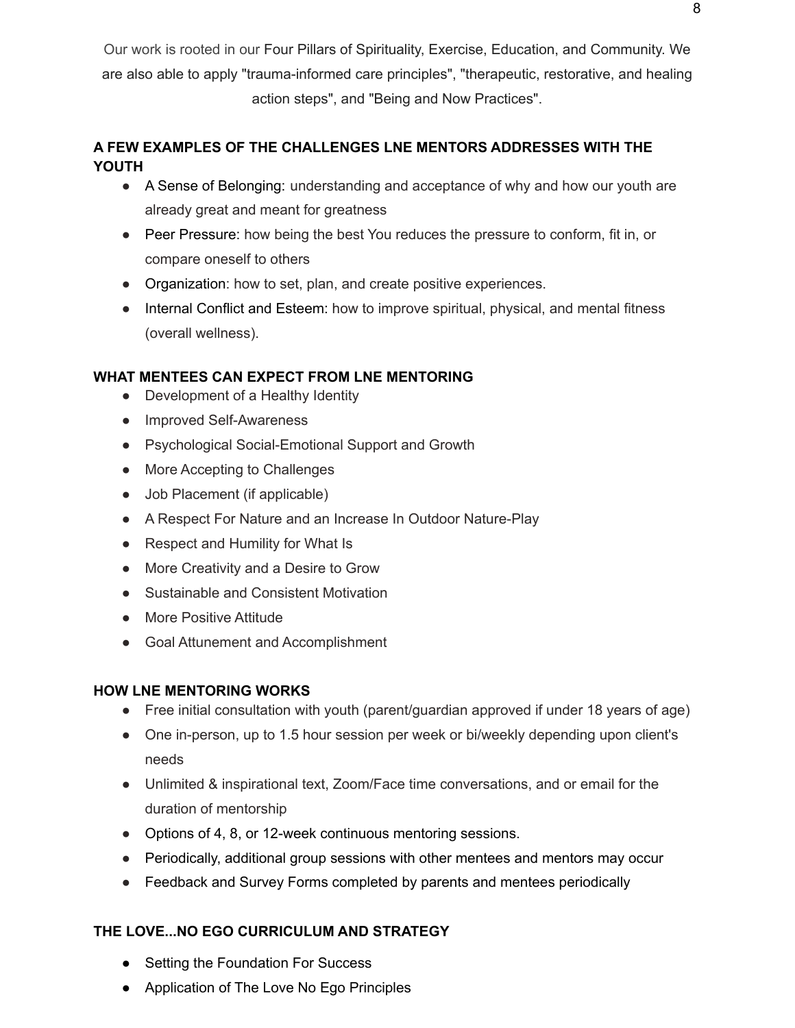Our work is rooted in our Four Pillars of Spirituality, Exercise, Education, and Community. We are also able to apply "trauma-informed care principles", "therapeutic, restorative, and healing action steps", and "Being and Now Practices".

**A FEW EXAMPLES OF THE CHALLENGES LNE MENTORS ADDRESSES WITH THE YOUTH**

- A Sense of Belonging: understanding and acceptance of why and how our youth are already great and meant for greatness
- Peer Pressure: how being the best You reduces the pressure to conform, fit in, or compare oneself to others
- Organization: how to set, plan, and create positive experiences.
- Internal Conflict and Esteem: how to improve spiritual, physical, and mental fitness (overall wellness).

**WHAT MENTEES CAN EXPECT FROM LNE MENTORING**

- Development of a Healthy Identity
- Improved Self-Awareness
- Psychological Social-Emotional Support and Growth
- More Accepting to Challenges
- Job Placement (if applicable)
- A Respect For Nature and an Increase In Outdoor Nature-Play
- Respect and Humility for What Is
- More Creativity and a Desire to Grow
- Sustainable and Consistent Motivation
- More Positive Attitude
- Goal Attunement and Accomplishment

**HOW LNE MENTORING WORKS**

- Free initial consultation with youth (parent/guardian approved if under 18 years of age)
- One in-person, up to 1.5 hour session per week or bi/weekly depending upon client's needs
- Unlimited & inspirational text, Zoom/Face time conversations, and or email for the duration of mentorship
- Options of 4, 8, or 12-week continuous mentoring sessions.
- Periodically, additional group sessions with other mentees and mentors may occur
- Feedback and Survey Forms completed by parents and mentees periodically

**THE LOVE...NO EGO CURRICULUM AND STRATEGY**

- Setting the Foundation For Success
- Application of The Love No Ego Principles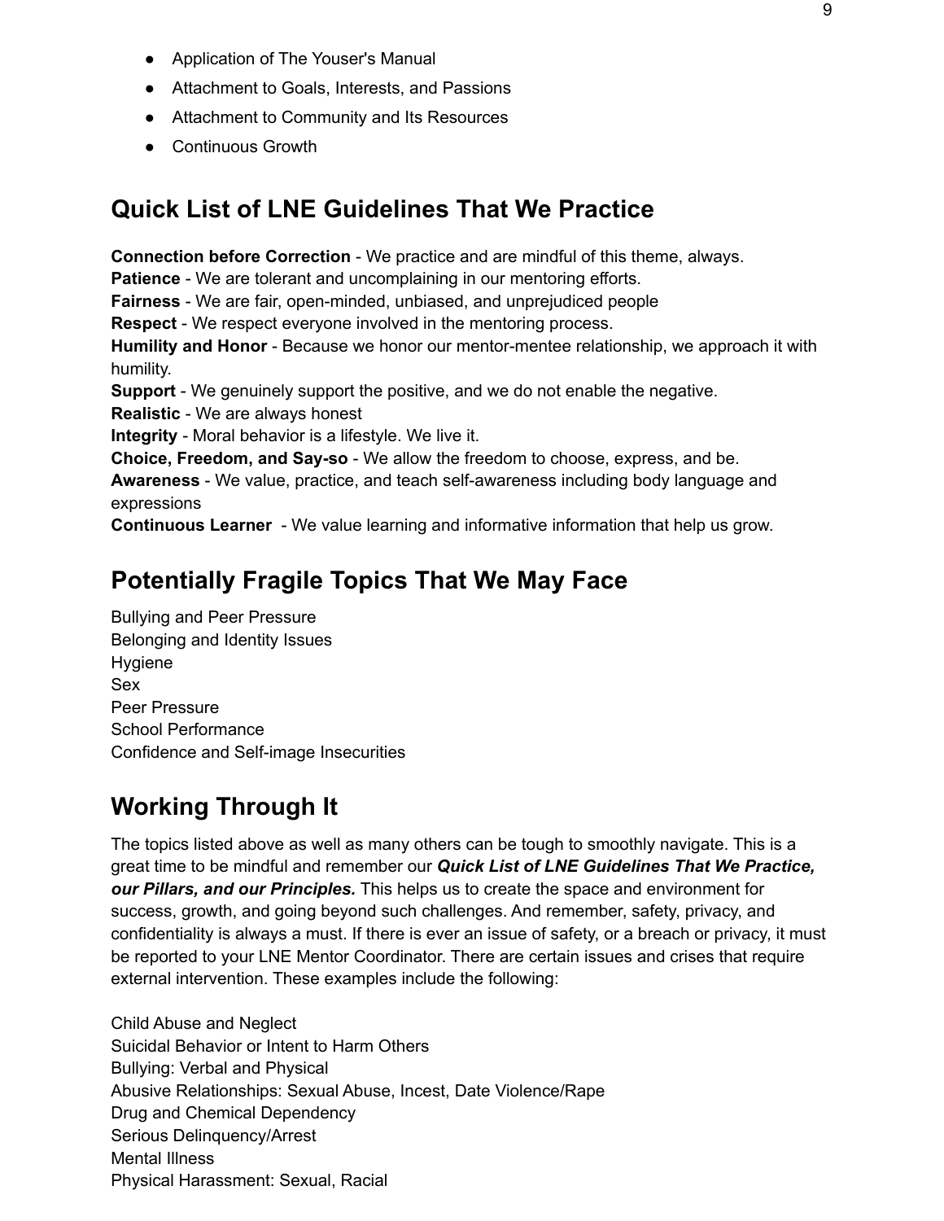- Application of The Youser's Manual
- Attachment to Goals, Interests, and Passions
- Attachment to Community and Its Resources
- Continuous Growth

## Quick List of LNE Guidelines That We Practice

**Connection before Correction** - We practice and are mindful of this theme, always.
**Patience** - We are tolerant and uncomplaining in our mentoring efforts.
**Fairness** - We are fair, open-minded, unbiased, and unprejudiced people
**Respect** - We respect everyone involved in the mentoring process.
**Humility and Honor** - Because we honor our mentor-mentee relationship, we approach it with humility.
**Support** - We genuinely support the positive, and we do not enable the negative.
**Realistic** - We are always honest
**Integrity** - Moral behavior is a lifestyle. We live it.
**Choice, Freedom, and Say-so** - We allow the freedom to choose, express, and be.
**Awareness** - We value, practice, and teach self-awareness including body language and expressions
**Continuous Learner** - We value learning and informative information that help us grow.

## Potentially Fragile Topics That We May Face

Bullying and Peer Pressure
Belonging and Identity Issues
Hygiene
Sex
Peer Pressure
School Performance
Confidence and Self-image Insecurities

## Working Through It

The topics listed above as well as many others can be tough to smoothly navigate. This is a great time to be mindful and remember our ***Quick List of LNE Guidelines That We Practice, our Pillars, and our Principles.*** This helps us to create the space and environment for success, growth, and going beyond such challenges. And remember, safety, privacy, and confidentiality is always a must. If there is ever an issue of safety, or a breach or privacy, it must be reported to your LNE Mentor Coordinator. There are certain issues and crises that require external intervention. These examples include the following:

Child Abuse and Neglect
Suicidal Behavior or Intent to Harm Others
Bullying: Verbal and Physical
Abusive Relationships: Sexual Abuse, Incest, Date Violence/Rape
Drug and Chemical Dependency
Serious Delinquency/Arrest
Mental Illness
Physical Harassment: Sexual, Racial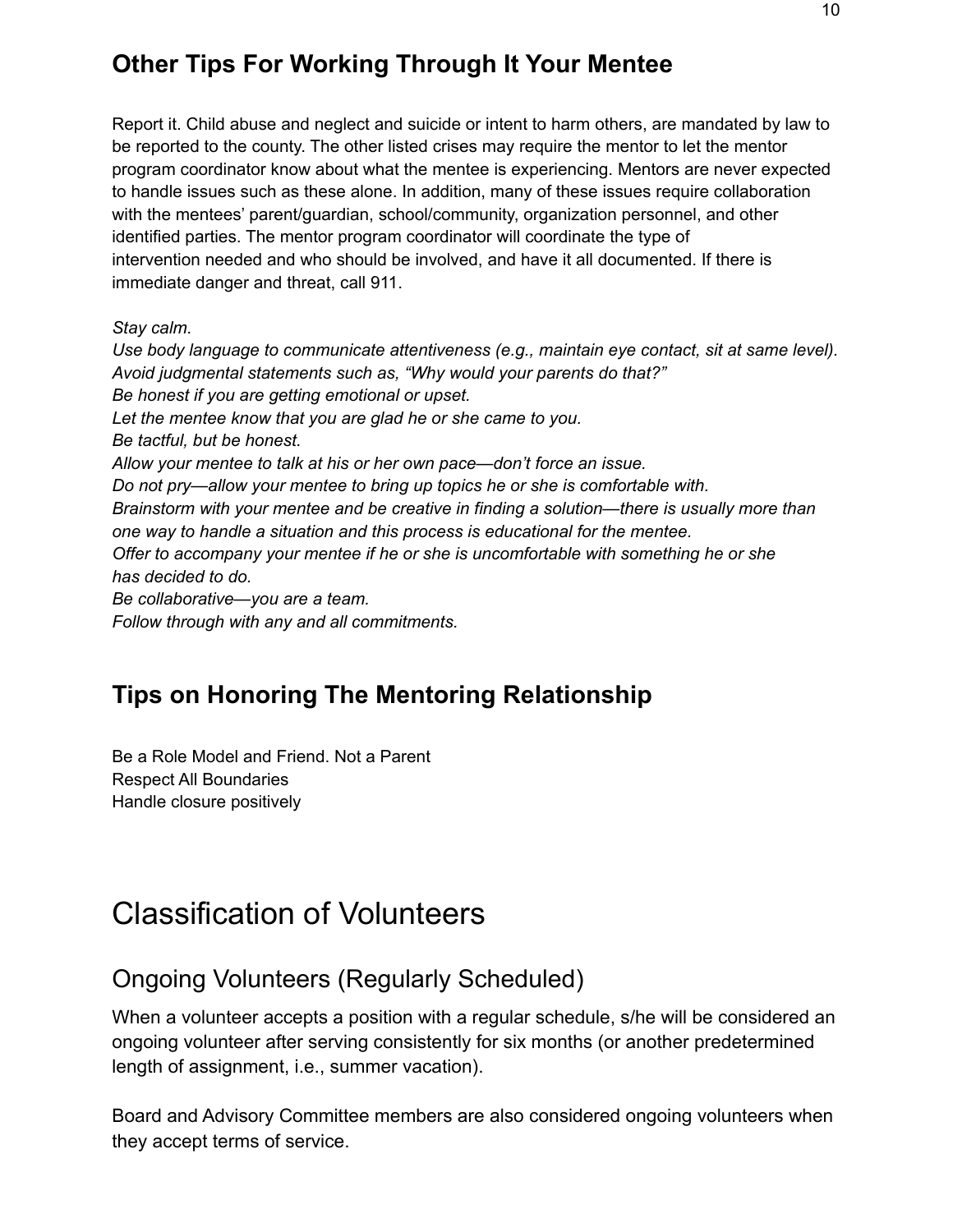## Other Tips For Working Through It Your Mentee

Report it. Child abuse and neglect and suicide or intent to harm others, are mandated by law to be reported to the county. The other listed crises may require the mentor to let the mentor program coordinator know about what the mentee is experiencing. Mentors are never expected to handle issues such as these alone. In addition, many of these issues require collaboration with the mentees' parent/guardian, school/community, organization personnel, and other identified parties. The mentor program coordinator will coordinate the type of intervention needed and who should be involved, and have it all documented. If there is immediate danger and threat, call 911.

*Stay calm.*
*Use body language to communicate attentiveness (e.g., maintain eye contact, sit at same level).*
*Avoid judgmental statements such as, "Why would your parents do that?"*
*Be honest if you are getting emotional or upset.*
*Let the mentee know that you are glad he or she came to you.*
*Be tactful, but be honest.*
*Allow your mentee to talk at his or her own pace—don't force an issue.*
*Do not pry—allow your mentee to bring up topics he or she is comfortable with.*
*Brainstorm with your mentee and be creative in finding a solution—there is usually more than one way to handle a situation and this process is educational for the mentee.*
*Offer to accompany your mentee if he or she is uncomfortable with something he or she has decided to do.*
*Be collaborative—you are a team.*
*Follow through with any and all commitments.*

## Tips on Honoring The Mentoring Relationship

Be a Role Model and Friend. Not a Parent
Respect All Boundaries
Handle closure positively

# Classification of Volunteers

## Ongoing Volunteers (Regularly Scheduled)

When a volunteer accepts a position with a regular schedule, s/he will be considered an ongoing volunteer after serving consistently for six months (or another predetermined length of assignment, i.e., summer vacation).

Board and Advisory Committee members are also considered ongoing volunteers when they accept terms of service.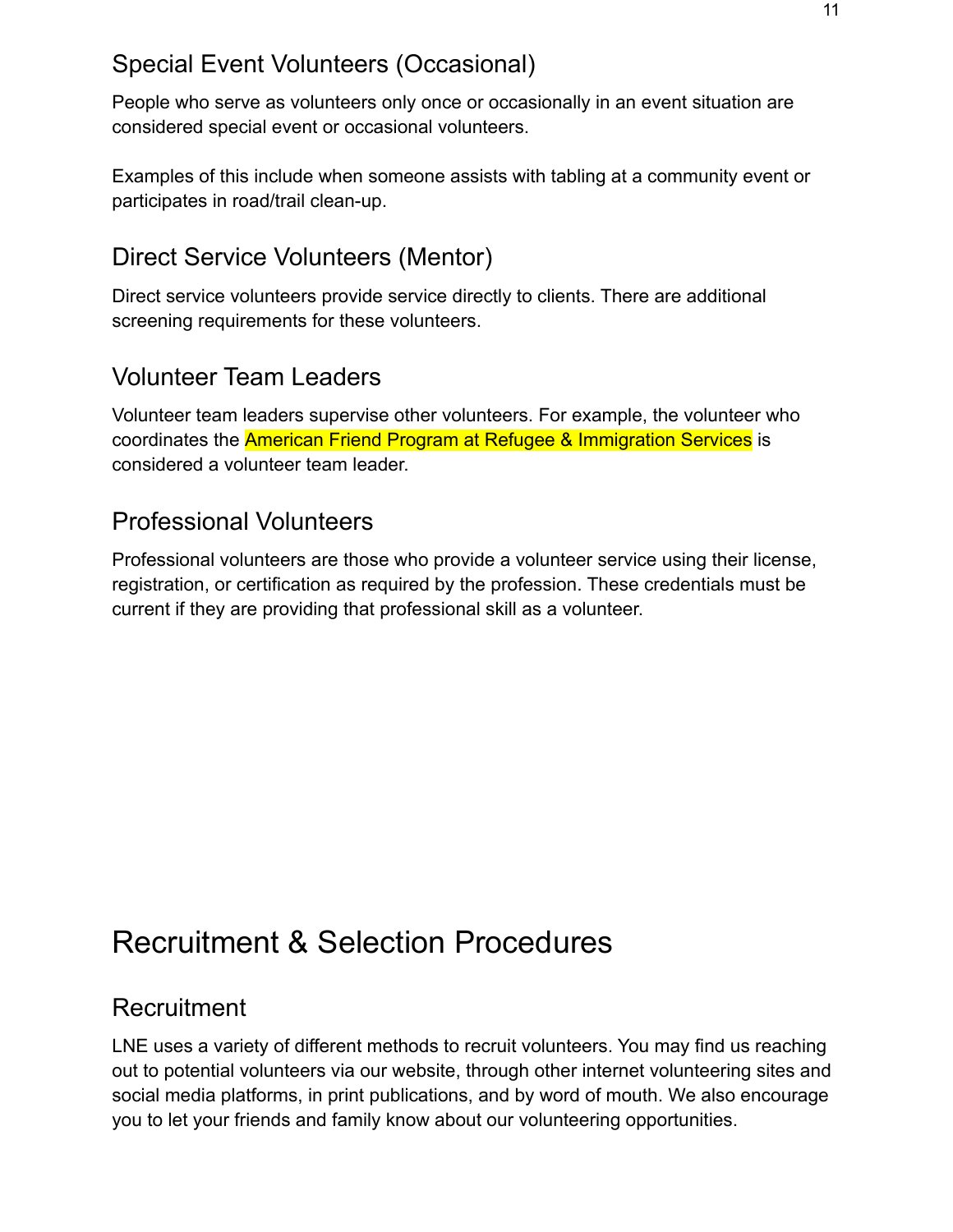## Special Event Volunteers (Occasional)

People who serve as volunteers only once or occasionally in an event situation are considered special event or occasional volunteers.

Examples of this include when someone assists with tabling at a community event or participates in road/trail clean-up.

## Direct Service Volunteers (Mentor)

Direct service volunteers provide service directly to clients. There are additional screening requirements for these volunteers.

## Volunteer Team Leaders

Volunteer team leaders supervise other volunteers. For example, the volunteer who coordinates the American Friend Program at Refugee & Immigration Services is considered a volunteer team leader.

## Professional Volunteers

Professional volunteers are those who provide a volunteer service using their license, registration, or certification as required by the profession. These credentials must be current if they are providing that professional skill as a volunteer.

# Recruitment & Selection Procedures

## Recruitment

LNE uses a variety of different methods to recruit volunteers. You may find us reaching out to potential volunteers via our website, through other internet volunteering sites and social media platforms, in print publications, and by word of mouth. We also encourage you to let your friends and family know about our volunteering opportunities.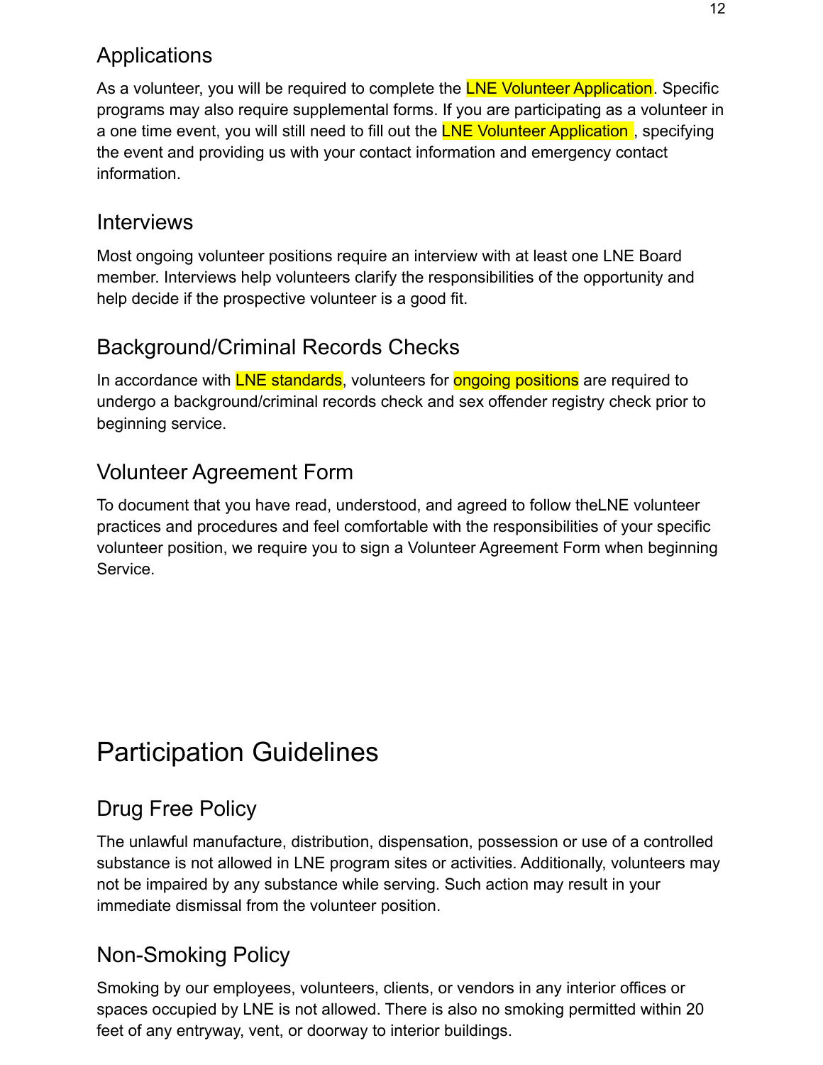## Applications

As a volunteer, you will be required to complete the LNE Volunteer Application. Specific programs may also require supplemental forms. If you are participating as a volunteer in a one time event, you will still need to fill out the LNE Volunteer Application , specifying the event and providing us with your contact information and emergency contact information.

## Interviews

Most ongoing volunteer positions require an interview with at least one LNE Board member. Interviews help volunteers clarify the responsibilities of the opportunity and help decide if the prospective volunteer is a good fit.

## Background/Criminal Records Checks

In accordance with LNE standards, volunteers for ongoing positions are required to undergo a background/criminal records check and sex offender registry check prior to beginning service.

## Volunteer Agreement Form

To document that you have read, understood, and agreed to follow theLNE volunteer practices and procedures and feel comfortable with the responsibilities of your specific volunteer position, we require you to sign a Volunteer Agreement Form when beginning Service.

# Participation Guidelines

## Drug Free Policy

The unlawful manufacture, distribution, dispensation, possession or use of a controlled substance is not allowed in LNE program sites or activities. Additionally, volunteers may not be impaired by any substance while serving. Such action may result in your immediate dismissal from the volunteer position.

## Non-Smoking Policy

Smoking by our employees, volunteers, clients, or vendors in any interior offices or spaces occupied by LNE is not allowed. There is also no smoking permitted within 20 feet of any entryway, vent, or doorway to interior buildings.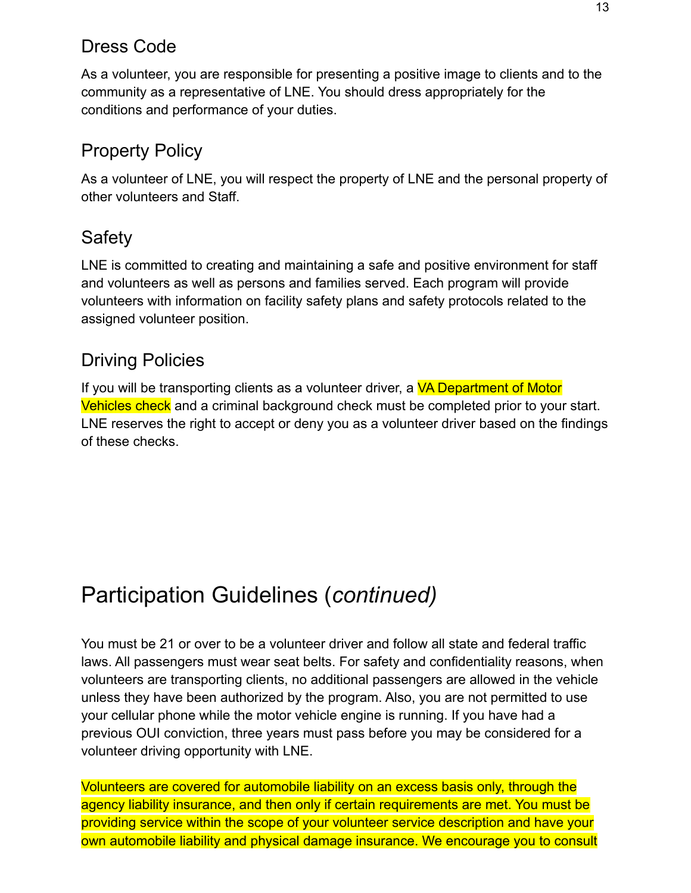## Dress Code

As a volunteer, you are responsible for presenting a positive image to clients and to the community as a representative of LNE. You should dress appropriately for the conditions and performance of your duties.

## Property Policy

As a volunteer of LNE, you will respect the property of LNE and the personal property of other volunteers and Staff.

## Safety

LNE is committed to creating and maintaining a safe and positive environment for staff and volunteers as well as persons and families served. Each program will provide volunteers with information on facility safety plans and safety protocols related to the assigned volunteer position.

## Driving Policies

If you will be transporting clients as a volunteer driver, a VA Department of Motor Vehicles check and a criminal background check must be completed prior to your start. LNE reserves the right to accept or deny you as a volunteer driver based on the findings of these checks.

# Participation Guidelines (*continued)*

You must be 21 or over to be a volunteer driver and follow all state and federal traffic laws. All passengers must wear seat belts. For safety and confidentiality reasons, when volunteers are transporting clients, no additional passengers are allowed in the vehicle unless they have been authorized by the program. Also, you are not permitted to use your cellular phone while the motor vehicle engine is running. If you have had a previous OUI conviction, three years must pass before you may be considered for a volunteer driving opportunity with LNE.

Volunteers are covered for automobile liability on an excess basis only, through the agency liability insurance, and then only if certain requirements are met. You must be providing service within the scope of your volunteer service description and have your own automobile liability and physical damage insurance. We encourage you to consult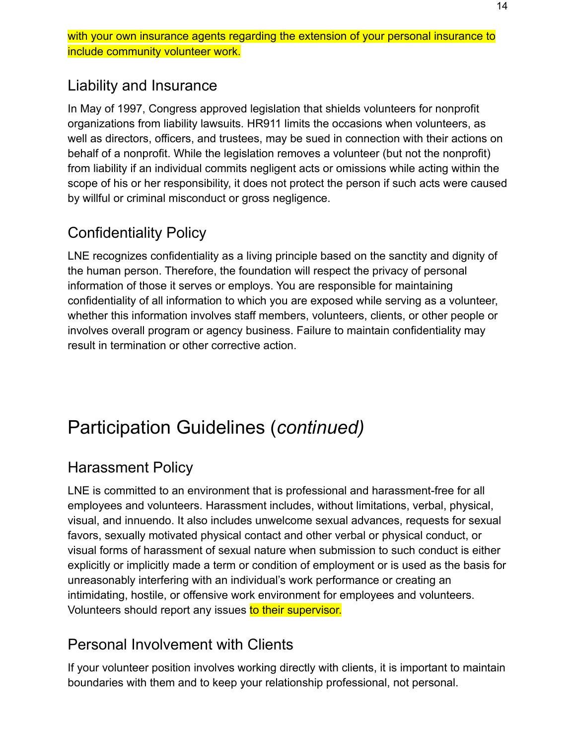with your own insurance agents regarding the extension of your personal insurance to include community volunteer work.

## Liability and Insurance

In May of 1997, Congress approved legislation that shields volunteers for nonprofit organizations from liability lawsuits. HR911 limits the occasions when volunteers, as well as directors, officers, and trustees, may be sued in connection with their actions on behalf of a nonprofit. While the legislation removes a volunteer (but not the nonprofit) from liability if an individual commits negligent acts or omissions while acting within the scope of his or her responsibility, it does not protect the person if such acts were caused by willful or criminal misconduct or gross negligence.

## Confidentiality Policy

LNE recognizes confidentiality as a living principle based on the sanctity and dignity of the human person. Therefore, the foundation will respect the privacy of personal information of those it serves or employs. You are responsible for maintaining confidentiality of all information to which you are exposed while serving as a volunteer, whether this information involves staff members, volunteers, clients, or other people or involves overall program or agency business. Failure to maintain confidentiality may result in termination or other corrective action.

# Participation Guidelines (*continued)*

## Harassment Policy

LNE is committed to an environment that is professional and harassment-free for all employees and volunteers. Harassment includes, without limitations, verbal, physical, visual, and innuendo. It also includes unwelcome sexual advances, requests for sexual favors, sexually motivated physical contact and other verbal or physical conduct, or visual forms of harassment of sexual nature when submission to such conduct is either explicitly or implicitly made a term or condition of employment or is used as the basis for unreasonably interfering with an individual's work performance or creating an intimidating, hostile, or offensive work environment for employees and volunteers. Volunteers should report any issues to their supervisor.

## Personal Involvement with Clients

If your volunteer position involves working directly with clients, it is important to maintain boundaries with them and to keep your relationship professional, not personal.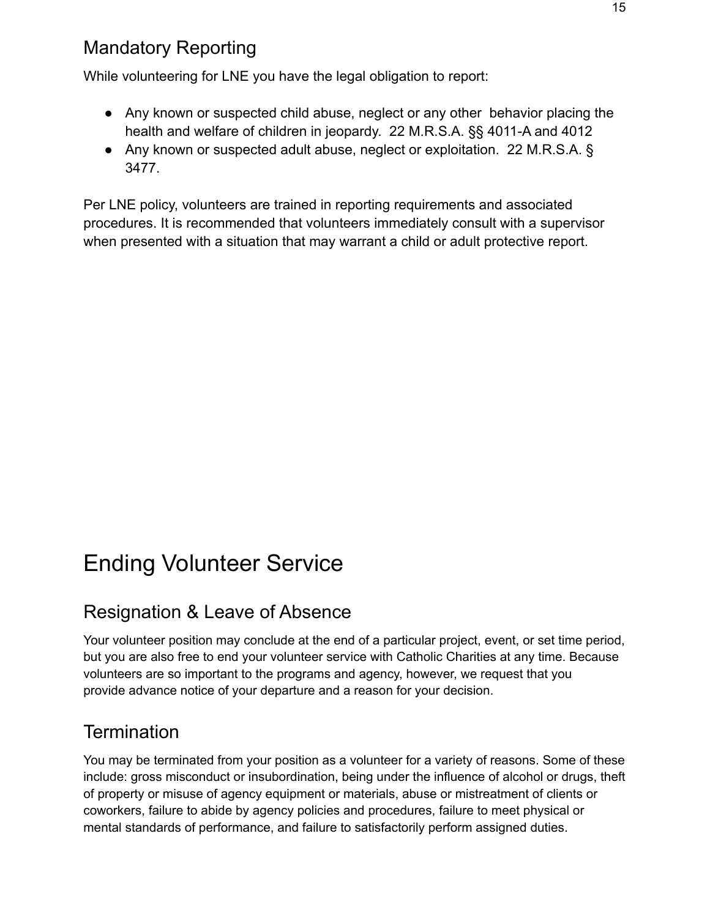## Mandatory Reporting

While volunteering for LNE you have the legal obligation to report:

- Any known or suspected child abuse, neglect or any other behavior placing the health and welfare of children in jeopardy. 22 M.R.S.A. §§ 4011-A and 4012
- Any known or suspected adult abuse, neglect or exploitation. 22 M.R.S.A. § 3477.

Per LNE policy, volunteers are trained in reporting requirements and associated procedures. It is recommended that volunteers immediately consult with a supervisor when presented with a situation that may warrant a child or adult protective report.

# Ending Volunteer Service

## Resignation & Leave of Absence

Your volunteer position may conclude at the end of a particular project, event, or set time period, but you are also free to end your volunteer service with Catholic Charities at any time. Because volunteers are so important to the programs and agency, however, we request that you provide advance notice of your departure and a reason for your decision.

## Termination

You may be terminated from your position as a volunteer for a variety of reasons. Some of these include: gross misconduct or insubordination, being under the influence of alcohol or drugs, theft of property or misuse of agency equipment or materials, abuse or mistreatment of clients or coworkers, failure to abide by agency policies and procedures, failure to meet physical or mental standards of performance, and failure to satisfactorily perform assigned duties.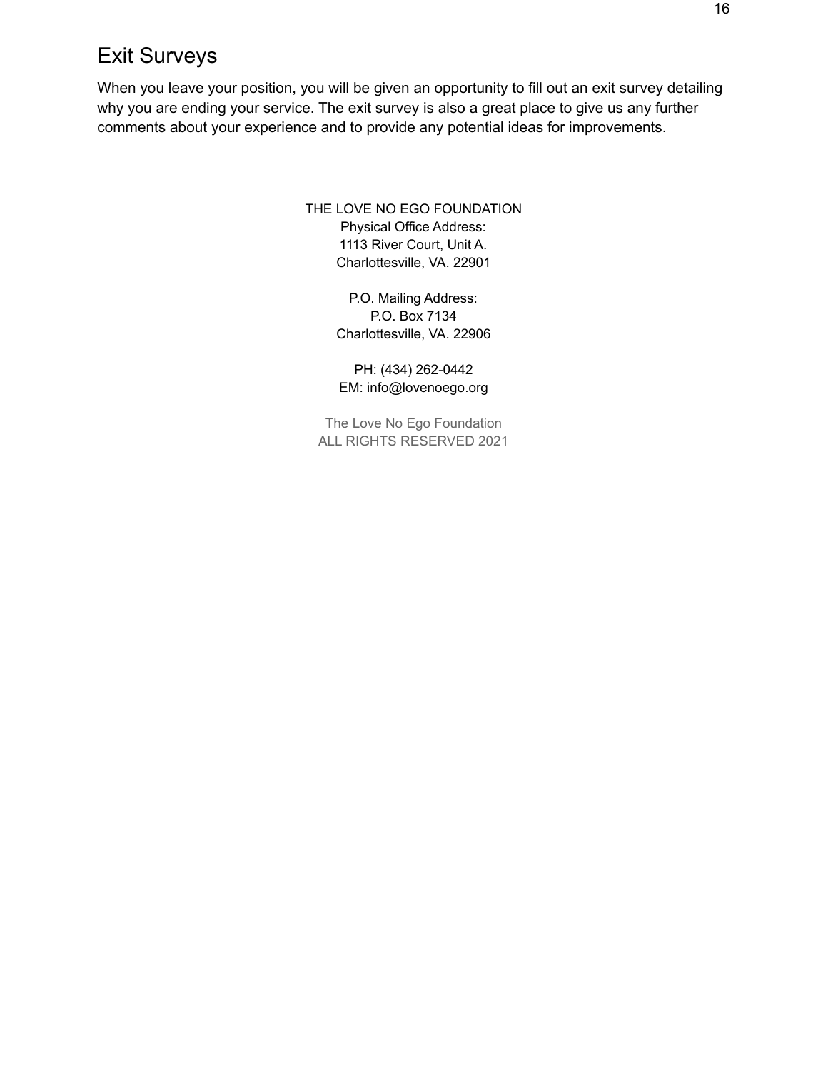## Exit Surveys

When you leave your position, you will be given an opportunity to fill out an exit survey detailing why you are ending your service. The exit survey is also a great place to give us any further comments about your experience and to provide any potential ideas for improvements.

THE LOVE NO EGO FOUNDATION
Physical Office Address:
1113 River Court, Unit A.
Charlottesville, VA. 22901

P.O. Mailing Address:
P.O. Box 7134
Charlottesville, VA. 22906

PH: (434) 262-0442
EM: info@lovenoego.org

The Love No Ego Foundation
ALL RIGHTS RESERVED 2021